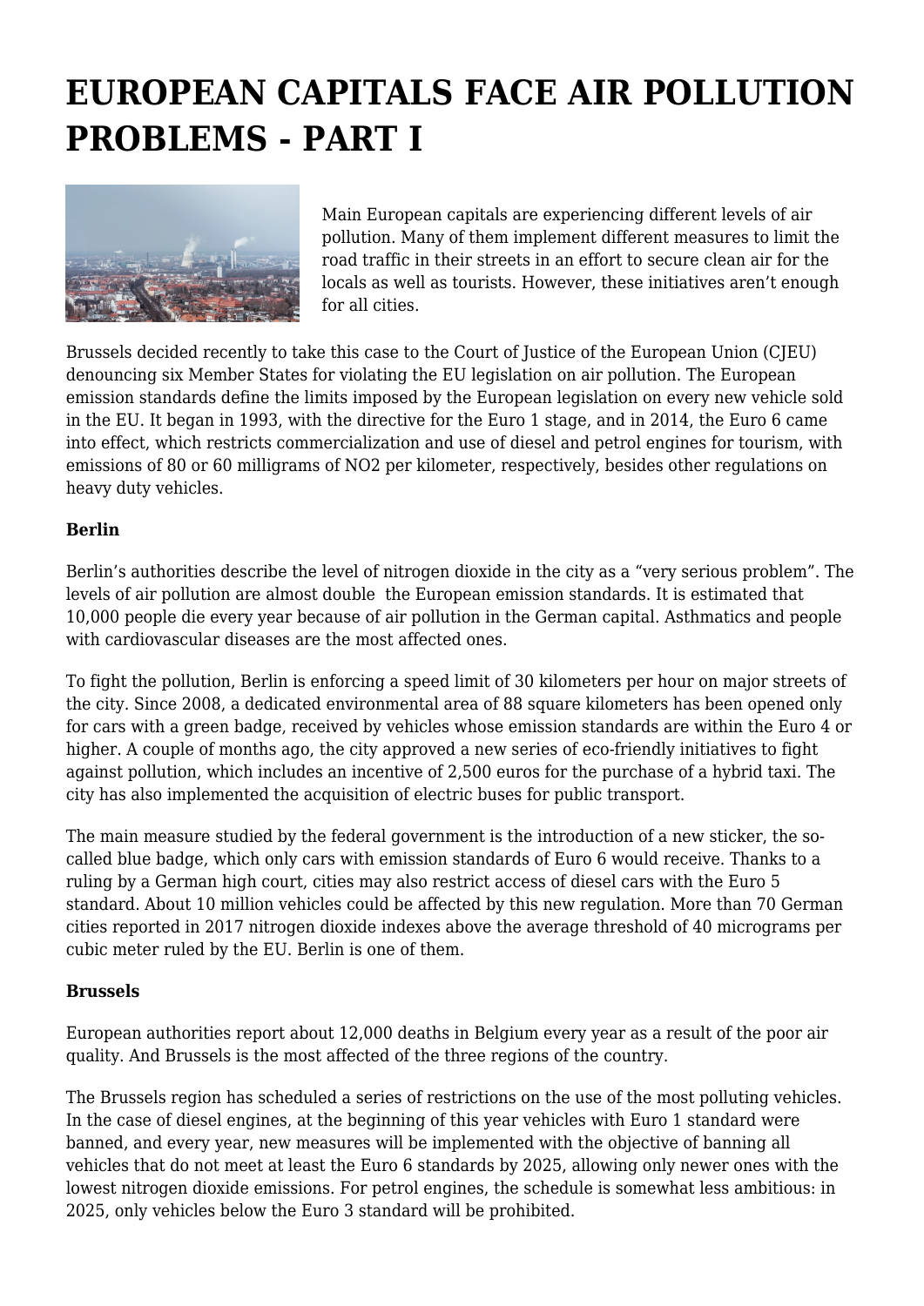# EUROPEAN CAPITALS FACE AIR POLLUTION PROBLEMS - PART I

Main European capitals are experiencing different levels of air pollution. Many of them implement different measures to limit the road traffic in their streets in an effort to secure clean air for the locals as well as tourists. However, these initiatives aren't enough for all cities.

Brussels decided recently to take this case to the Court of Justice of the European Union (CJEU) denouncing six Member States for violating the EU legislation on air pollution. The European emission standards define the limits imposed by the European legislation on every new vehicle sold in the EU. It began in 1993, with the directive for the Euro 1 stage, and in 2014, the Euro 6 came into effect, which restricts commercialization and use of diesel and petrol engines for tourism, with emissions of 80 or 60 milligrams of NO2 per kilometer, respectively, besides other regulations on heavy duty vehicles.

**Berlin**

Berlin's authorities describe the level of nitrogen dioxide in the city as a "very serious problem". The levels of air pollution are almost double the European emission standards. It is estimated that 10,000 people die every year because of air pollution in the German capital. Asthmatics and people with cardiovascular diseases are the most affected ones.

To fight the pollution, Berlin is enforcing a speed limit of 30 kilometers per hour on major streets of the city. Since 2008, a dedicated environmental area of 88 square kilometers has been opened only for cars with a green badge, received by vehicles whose emission standards are within the Euro 4 or higher. A couple of months ago, the city approved a new series of eco-friendly initiatives to fight against pollution, which includes an incentive of 2,500 euros for the purchase of a hybrid taxi. The city has also implemented the acquisition of electric buses for public transport.

The main measure studied by the federal government is the introduction of a new sticker, the so-called blue badge, which only cars with emission standards of Euro 6 would receive. Thanks to a ruling by a German high court, cities may also restrict access of diesel cars with the Euro 5 standard. About 10 million vehicles could be affected by this new regulation. More than 70 German cities reported in 2017 nitrogen dioxide indexes above the average threshold of 40 micrograms per cubic meter ruled by the EU. Berlin is one of them.

**Brussels**

European authorities report about 12,000 deaths in Belgium every year as a result of the poor air quality. And Brussels is the most affected of the three regions of the country.

The Brussels region has scheduled a series of restrictions on the use of the most polluting vehicles. In the case of diesel engines, at the beginning of this year vehicles with Euro 1 standard were banned, and every year, new measures will be implemented with the objective of banning all vehicles that do not meet at least the Euro 6 standards by 2025, allowing only newer ones with the lowest nitrogen dioxide emissions. For petrol engines, the schedule is somewhat less ambitious: in 2025, only vehicles below the Euro 3 standard will be prohibited.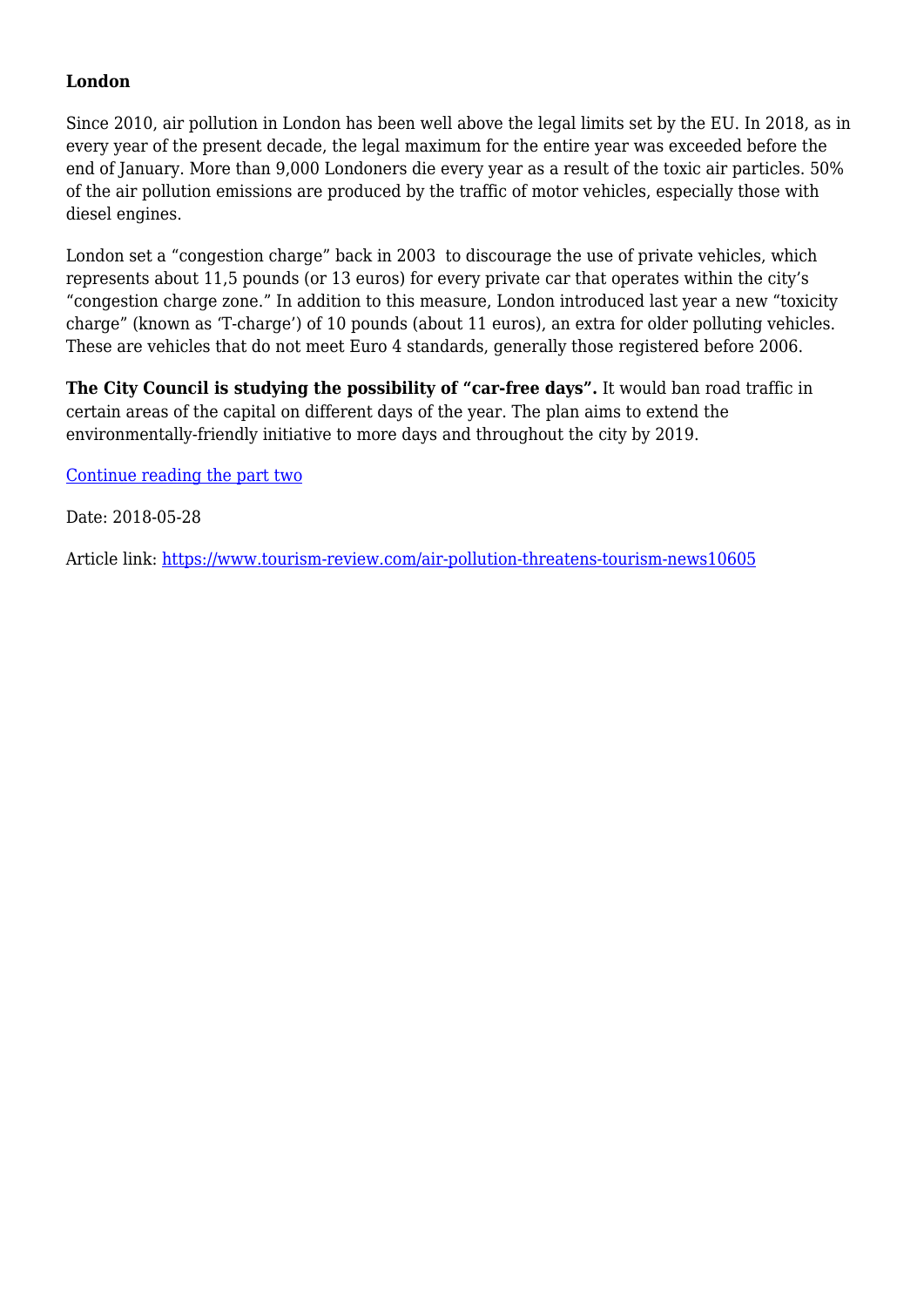**London**

Since 2010, air pollution in London has been well above the legal limits set by the EU. In 2018, as in every year of the present decade, the legal maximum for the entire year was exceeded before the end of January. More than 9,000 Londoners die every year as a result of the toxic air particles. 50% of the air pollution emissions are produced by the traffic of motor vehicles, especially those with diesel engines.

London set a "congestion charge" back in 2003 to discourage the use of private vehicles, which represents about 11,5 pounds (or 13 euros) for every private car that operates within the city's "congestion charge zone." In addition to this measure, London introduced last year a new "toxicity charge" (known as 'T-charge') of 10 pounds (about 11 euros), an extra for older polluting vehicles. These are vehicles that do not meet Euro 4 standards, generally those registered before 2006.

**The City Council is studying the possibility of "car-free days".** It would ban road traffic in certain areas of the capital on different days of the year. The plan aims to extend the environmentally-friendly initiative to more days and throughout the city by 2019.

Continue reading the part two

Date: 2018-05-28

Article link: https://www.tourism-review.com/air-pollution-threatens-tourism-news10605